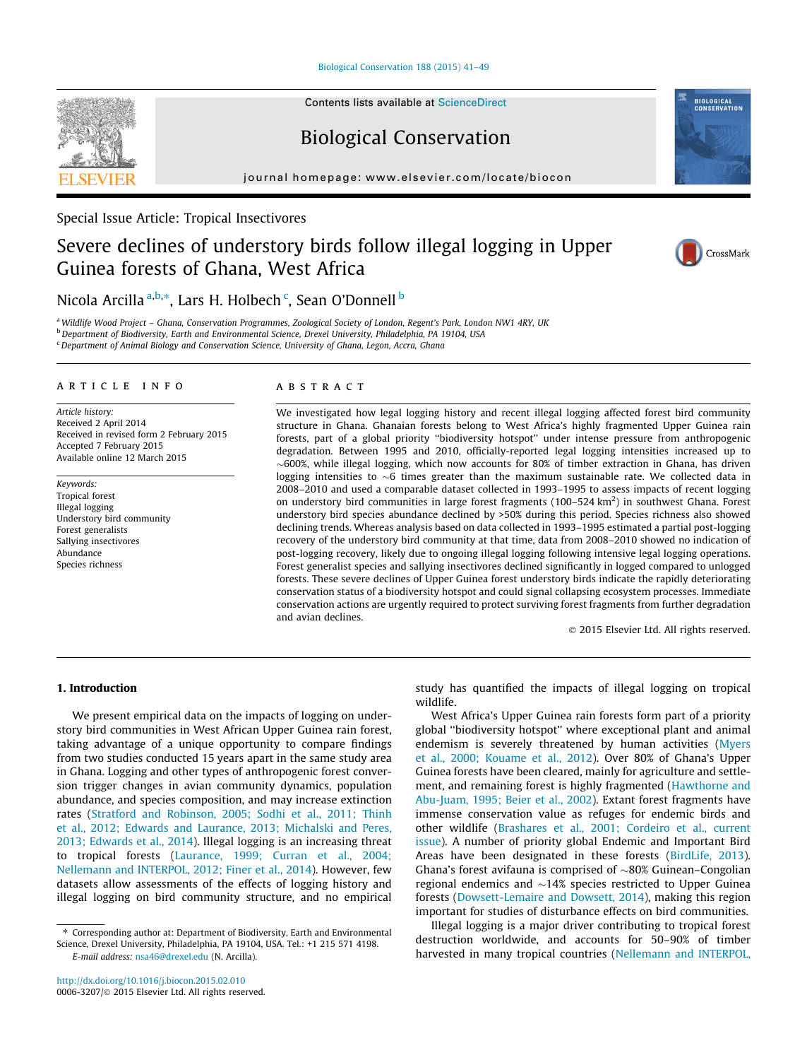Special Issue Article: Tropical Insectivores

# Severe declines of understory birds follow illegal logging in Upper Guinea forests of Ghana, West Africa

Nicola Arcilla [a,b,*], Lars H. Holbech [c], Sean O'Donnell [b]

[a] Wildlife Wood Project – Ghana, Conservation Programmes, Zoological Society of London, Regent's Park, London NW1 4RY, UK
[b] Department of Biodiversity, Earth and Environmental Science, Drexel University, Philadelphia, PA 19104, USA
[c] Department of Animal Biology and Conservation Science, University of Ghana, Legon, Accra, Ghana

## ARTICLE INFO

*Article history:*
Received 2 April 2014
Received in revised form 2 February 2015
Accepted 7 February 2015
Available online 12 March 2015

*Keywords:*
Tropical forest
Illegal logging
Understory bird community
Forest generalists
Sallying insectivores
Abundance
Species richness

## ABSTRACT

We investigated how legal logging history and recent illegal logging affected forest bird community structure in Ghana. Ghanaian forests belong to West Africa's highly fragmented Upper Guinea rain forests, part of a global priority "biodiversity hotspot" under intense pressure from anthropogenic degradation. Between 1995 and 2010, officially-reported legal logging intensities increased up to ~600%, while illegal logging, which now accounts for 80% of timber extraction in Ghana, has driven logging intensities to ~6 times greater than the maximum sustainable rate. We collected data in 2008–2010 and used a comparable dataset collected in 1993–1995 to assess impacts of recent logging on understory bird communities in large forest fragments (100–524 $km^2$) in southwest Ghana. Forest understory bird species abundance declined by >50% during this period. Species richness also showed declining trends. Whereas analysis based on data collected in 1993–1995 estimated a partial post-logging recovery of the understory bird community at that time, data from 2008–2010 showed no indication of post-logging recovery, likely due to ongoing illegal logging following intensive legal logging operations. Forest generalist species and sallying insectivores declined significantly in logged compared to unlogged forests. These severe declines of Upper Guinea forest understory birds indicate the rapidly deteriorating conservation status of a biodiversity hotspot and could signal collapsing ecosystem processes. Immediate conservation actions are urgently required to protect surviving forest fragments from further degradation and avian declines.

© 2015 Elsevier Ltd. All rights reserved.

## 1. Introduction

We present empirical data on the impacts of logging on understory bird communities in West African Upper Guinea rain forest, taking advantage of a unique opportunity to compare findings from two studies conducted 15 years apart in the same study area in Ghana. Logging and other types of anthropogenic forest conversion trigger changes in avian community dynamics, population abundance, and species composition, and may increase extinction rates (Stratford and Robinson, 2005; Sodhi et al., 2011; Thinh et al., 2012; Edwards and Laurance, 2013; Michalski and Peres, 2013; Edwards et al., 2014). Illegal logging is an increasing threat to tropical forests (Laurance, 1999; Curran et al., 2004; Nellemann and INTERPOL, 2012; Finer et al., 2014). However, few datasets allow assessments of the effects of logging history and illegal logging on bird community structure, and no empirical study has quantified the impacts of illegal logging on tropical wildlife.

West Africa's Upper Guinea rain forests form part of a priority global "biodiversity hotspot" where exceptional plant and animal endemism is severely threatened by human activities (Myers et al., 2000; Kouame et al., 2012). Over 80% of Ghana's Upper Guinea forests have been cleared, mainly for agriculture and settlement, and remaining forest is highly fragmented (Hawthorne and Abu-Juam, 1995; Beier et al., 2002). Extant forest fragments have immense conservation value as refuges for endemic birds and other wildlife (Brashares et al., 2001; Cordeiro et al., current issue). A number of priority global Endemic and Important Bird Areas have been designated in these forests (BirdLife, 2013). Ghana's forest avifauna is comprised of ~80% Guinean–Congolian regional endemics and ~14% species restricted to Upper Guinea forests (Dowsett-Lemaire and Dowsett, 2014), making this region important for studies of disturbance effects on bird communities.

Illegal logging is a major driver contributing to tropical forest destruction worldwide, and accounts for 50–90% of timber harvested in many tropical countries (Nellemann and INTERPOL,

* Corresponding author at: Department of Biodiversity, Earth and Environmental Science, Drexel University, Philadelphia, PA 19104, USA. Tel.: +1 215 571 4198.
E-mail address: nsa46@drexel.edu (N. Arcilla).

http://dx.doi.org/10.1016/j.biocon.2015.02.010
0006-3207/© 2015 Elsevier Ltd. All rights reserved.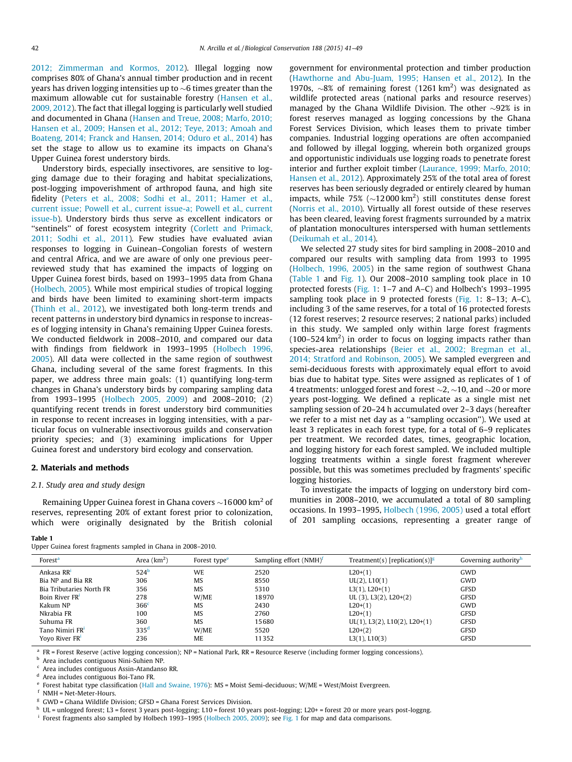2012; Zimmerman and Kormos, 2012). Illegal logging now comprises 80% of Ghana's annual timber production and in recent years has driven logging intensities up to ~6 times greater than the maximum allowable cut for sustainable forestry (Hansen et al., 2009, 2012). The fact that illegal logging is particularly well studied and documented in Ghana (Hansen and Treue, 2008; Marfo, 2010; Hansen et al., 2009; Hansen et al., 2012; Teye, 2013; Amoah and Boateng, 2014; Franck and Hansen, 2014; Oduro et al., 2014) has set the stage to allow us to examine its impacts on Ghana's Upper Guinea forest understory birds.

Understory birds, especially insectivores, are sensitive to logging damage due to their foraging and habitat specializations, post-logging impoverishment of arthropod fauna, and high site fidelity (Peters et al., 2008; Sodhi et al., 2011; Hamer et al., current issue; Powell et al., current issue-a; Powell et al., current issue-b). Understory birds thus serve as excellent indicators or "sentinels" of forest ecosystem integrity (Corlett and Primack, 2011; Sodhi et al., 2011). Few studies have evaluated avian responses to logging in Guinean–Congolian forests of western and central Africa, and we are aware of only one previous peer-reviewed study that has examined the impacts of logging on Upper Guinea forest birds, based on 1993–1995 data from Ghana (Holbech, 2005). While most empirical studies of tropical logging and birds have been limited to examining short-term impacts (Thinh et al., 2012), we investigated both long-term trends and recent patterns in understory bird dynamics in response to increases of logging intensity in Ghana's remaining Upper Guinea forests. We conducted fieldwork in 2008–2010, and compared our data with findings from fieldwork in 1993–1995 (Holbech 1996, 2005). All data were collected in the same region of southwest Ghana, including several of the same forest fragments. In this paper, we address three main goals: (1) quantifying long-term changes in Ghana's understory birds by comparing sampling data from 1993–1995 (Holbech 2005, 2009) and 2008–2010; (2) quantifying recent trends in forest understory bird communities in response to recent increases in logging intensities, with a particular focus on vulnerable insectivorous guilds and conservation priority species; and (3) examining implications for Upper Guinea forest and understory bird ecology and conservation.

## 2. Materials and methods

### 2.1. Study area and study design

Remaining Upper Guinea forest in Ghana covers ~16 000 km$^2$ of reserves, representing 20% of extant forest prior to colonization, which were originally designated by the British colonial government for environmental protection and timber production (Hawthorne and Abu-Juam, 1995; Hansen et al., 2012). In the 1970s, ~8% of remaining forest (1261 km$^2$) was designated as wildlife protected areas (national parks and resource reserves) managed by the Ghana Wildlife Division. The other ~92% is in forest reserves managed as logging concessions by the Ghana Forest Services Division, which leases them to private timber companies. Industrial logging operations are often accompanied and followed by illegal logging, wherein both organized groups and opportunistic individuals use logging roads to penetrate forest interior and further exploit timber (Laurance, 1999; Marfo, 2010; Hansen et al., 2012). Approximately 25% of the total area of forest reserves has been seriously degraded or entirely cleared by human impacts, while 75% (~12 000 km$^2$) still constitutes dense forest (Norris et al., 2010). Virtually all forest outside of these reserves has been cleared, leaving forest fragments surrounded by a matrix of plantation monocultures interspersed with human settlements (Deikumah et al., 2014).

We selected 27 study sites for bird sampling in 2008–2010 and compared our results with sampling data from 1993 to 1995 (Holbech, 1996, 2005) in the same region of southwest Ghana (Table 1 and Fig. 1). Our 2008–2010 sampling took place in 10 protected forests (Fig. 1: 1–7 and A–C) and Holbech's 1993–1995 sampling took place in 9 protected forests (Fig. 1: 8–13; A–C), including 3 of the same reserves, for a total of 16 protected forests (12 forest reserves; 2 resource reserves; 2 national parks) included in this study. We sampled only within large forest fragments (100–524 km$^2$) in order to focus on logging impacts rather than species-area relationships (Beier et al., 2002; Bregman et al., 2014; Stratford and Robinson, 2005). We sampled evergreen and semi-deciduous forests with approximately equal effort to avoid bias due to habitat type. Sites were assigned as replicates of 1 of 4 treatments: unlogged forest and forest ~2, ~10, and ~20 or more years post-logging. We defined a replicate as a single mist net sampling session of 20–24 h accumulated over 2–3 days (hereafter we refer to a mist net day as a "sampling occasion"). We used at least 3 replicates in each forest type, for a total of 6–9 replicates per treatment. We recorded dates, times, geographic location, and logging history for each forest sampled. We included multiple logging treatments within a single forest fragment wherever possible, but this was sometimes precluded by fragments' specific logging histories.

To investigate the impacts of logging on understory bird communities in 2008–2010, we accumulated a total of 80 sampling occasions. In 1993–1995, Holbech (1996, 2005) used a total effort of 201 sampling occasions, representing a greater range of

**Table 1**
Upper Guinea forest fragments sampled in Ghana in 2008–2010.

| Forest[a] | Area (km$^2$) | Forest type[e] | Sampling effort (NMH)[f] | Treatment(s) [replication(s)][g] | Governing authority[h] |
|---|---|---|---|---|---|
| Ankasa RR[i] | 524[b] | WE | 2520 | L20+(1) | GWD |
| Bia NP and Bia RR | 306 | MS | 8550 | UL(2), L10(1) | GWD |
| Bia Tributaries North FR | 356 | MS | 5310 | L3(1), L20+(1) | GFSD |
| Boin River FR[i] | 278 | W/ME | 18970 | UL (3), L3(2), L20+(2) | GFSD |
| Kakum NP | 366[c] | MS | 2430 | L20+(1) | GWD |
| Nkrabia FR | 100 | MS | 2760 | L20+(1) | GFSD |
| Suhuma FR | 360 | MS | 15680 | UL(1), L3(2), L10(2), L20+(1) | GFSD |
| Tano Nimiri FR[i] | 335[d] | W/ME | 5520 | L20+(2) | GFSD |
| Yoyo River FR[i] | 236 | ME | 11352 | L3(1), L10(3) | GFSD |

[a] FR = Forest Reserve (active logging concession); NP = National Park, RR = Resource Reserve (including former logging concessions).
[b] Area includes contiguous Nini-Suhien NP.
[c] Area includes contiguous Assin-Atandanso RR.
[d] Area includes contiguous Boi-Tano FR.
[e] Forest habitat type classification (Hall and Swaine, 1976): MS = Moist Semi-deciduous; W/ME = West/Moist Evergreen.
[f] NMH = Net-Meter-Hours.
[g] GWD = Ghana Wildlife Division; GFSD = Ghana Forest Services Division.
[h] UL = unlogged forest; L3 = forest 3 years post-logging; L10 = forest 10 years post-logging; L20+ = forest 20 or more years post-loggng.
[i] Forest fragments also sampled by Holbech 1993–1995 (Holbech 2005, 2009); see Fig. 1 for map and data comparisons.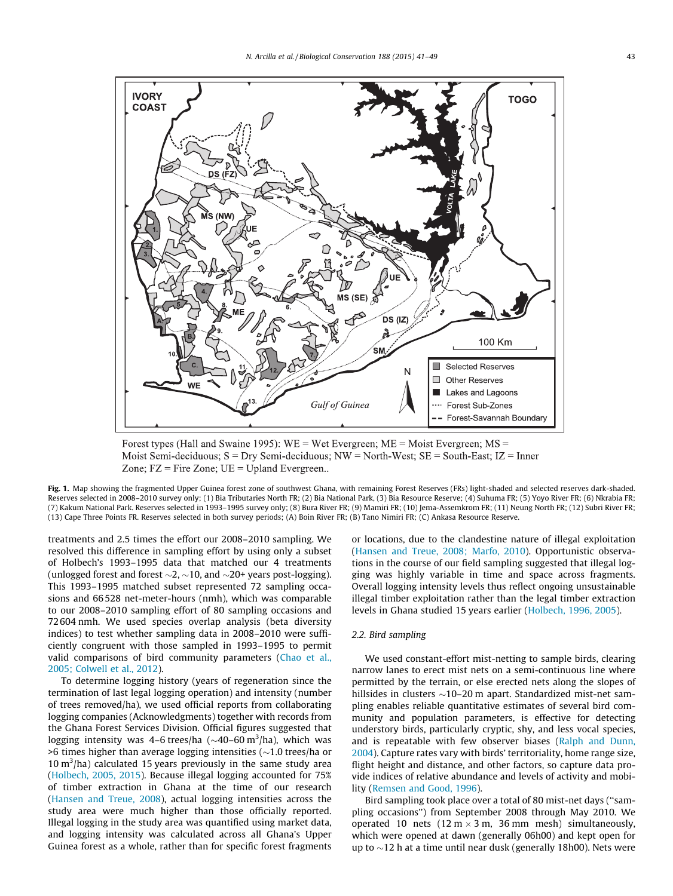Forest types (Hall and Swaine 1995): WE = Wet Evergreen; ME = Moist Evergreen; MS = Moist Semi-deciduous; S = Dry Semi-deciduous; NW = North-West; SE = South-East; IZ = Inner Zone; FZ = Fire Zone; UE = Upland Evergreen..

**Fig. 1.** Map showing the fragmented Upper Guinea forest zone of southwest Ghana, with remaining Forest Reserves (FRs) light-shaded and selected reserves dark-shaded. Reserves selected in 2008–2010 survey only; (1) Bia Tributaries North FR; (2) Bia National Park, (3) Bia Resource Reserve; (4) Suhuma FR; (5) Yoyo River FR; (6) Nkrabia FR; (7) Kakum National Park. Reserves selected in 1993–1995 survey only; (8) Bura River FR; (9) Mamiri FR; (10) Jema-Assemkrom FR; (11) Neung North FR; (12) Subri River FR; (13) Cape Three Points FR. Reserves selected in both survey periods; (A) Boin River FR; (B) Tano Nimiri FR; (C) Ankasa Resource Reserve.

treatments and 2.5 times the effort our 2008–2010 sampling. We resolved this difference in sampling effort by using only a subset of Holbech's 1993–1995 data that matched our 4 treatments (unlogged forest and forest ~2, ~10, and ~20+ years post-logging). This 1993–1995 matched subset represented 72 sampling occasions and 66 528 net-meter-hours (nmh), which was comparable to our 2008–2010 sampling effort of 80 sampling occasions and 72 604 nmh. We used species overlap analysis (beta diversity indices) to test whether sampling data in 2008–2010 were sufficiently congruent with those sampled in 1993–1995 to permit valid comparisons of bird community parameters (Chao et al., 2005; Colwell et al., 2012).

To determine logging history (years of regeneration since the termination of last legal logging operation) and intensity (number of trees removed/ha), we used official reports from collaborating logging companies (Acknowledgments) together with records from the Ghana Forest Services Division. Official figures suggested that logging intensity was 4–6 trees/ha (~40–60 $m^3$/ha), which was >6 times higher than average logging intensities (~1.0 trees/ha or 10 $m^3$/ha) calculated 15 years previously in the same study area (Holbech, 2005, 2015). Because illegal logging accounted for 75% of timber extraction in Ghana at the time of our research (Hansen and Treue, 2008), actual logging intensities across the study area were much higher than those officially reported. Illegal logging in the study area was quantified using market data, and logging intensity was calculated across all Ghana's Upper Guinea forest as a whole, rather than for specific forest fragments or locations, due to the clandestine nature of illegal exploitation (Hansen and Treue, 2008; Marfo, 2010). Opportunistic observations in the course of our field sampling suggested that illegal logging was highly variable in time and space across fragments. Overall logging intensity levels thus reflect ongoing unsustainable illegal timber exploitation rather than the legal timber extraction levels in Ghana studied 15 years earlier (Holbech, 1996, 2005).

### 2.2. Bird sampling

We used constant-effort mist-netting to sample birds, clearing narrow lanes to erect mist nets on a semi-continuous line where permitted by the terrain, or else erected nets along the slopes of hillsides in clusters ~10–20 m apart. Standardized mist-net sampling enables reliable quantitative estimates of several bird community and population parameters, is effective for detecting understory birds, particularly cryptic, shy, and less vocal species, and is repeatable with few observer biases (Ralph and Dunn, 2004). Capture rates vary with birds' territoriality, home range size, flight height and distance, and other factors, so capture data provide indices of relative abundance and levels of activity and mobility (Remsen and Good, 1996).

Bird sampling took place over a total of 80 mist-net days ("sampling occasions") from September 2008 through May 2010. We operated 10 nets (12 m × 3 m, 36 mm mesh) simultaneously, which were opened at dawn (generally 06h00) and kept open for up to ~12 h at a time until near dusk (generally 18h00). Nets were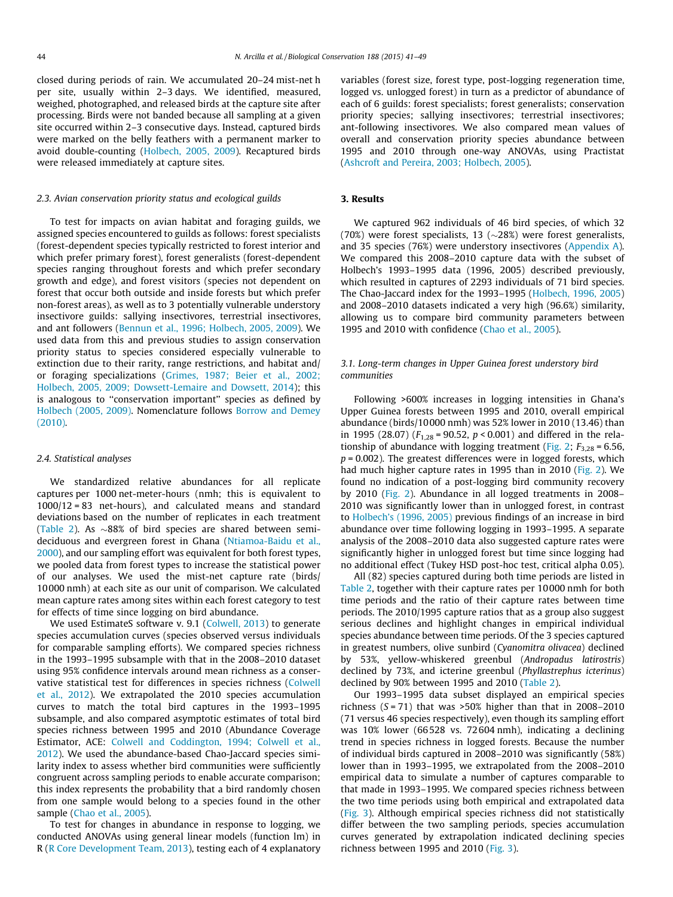closed during periods of rain. We accumulated 20–24 mist-net h per site, usually within 2–3 days. We identified, measured, weighed, photographed, and released birds at the capture site after processing. Birds were not banded because all sampling at a given site occurred within 2–3 consecutive days. Instead, captured birds were marked on the belly feathers with a permanent marker to avoid double-counting (Holbech, 2005, 2009). Recaptured birds were released immediately at capture sites.

### 2.3. Avian conservation priority status and ecological guilds

To test for impacts on avian habitat and foraging guilds, we assigned species encountered to guilds as follows: forest specialists (forest-dependent species typically restricted to forest interior and which prefer primary forest), forest generalists (forest-dependent species ranging throughout forests and which prefer secondary growth and edge), and forest visitors (species not dependent on forest that occur both outside and inside forests but which prefer non-forest areas), as well as to 3 potentially vulnerable understory insectivore guilds: sallying insectivores, terrestrial insectivores, and ant followers (Bennun et al., 1996; Holbech, 2005, 2009). We used data from this and previous studies to assign conservation priority status to species considered especially vulnerable to extinction due to their rarity, range restrictions, and habitat and/or foraging specializations (Grimes, 1987; Beier et al., 2002; Holbech, 2005, 2009; Dowsett-Lemaire and Dowsett, 2014); this is analogous to "conservation important" species as defined by Holbech (2005, 2009). Nomenclature follows Borrow and Demey (2010).

### 2.4. Statistical analyses

We standardized relative abundances for all replicate captures per 1000 net-meter-hours (nmh; this is equivalent to 1000/12 = 83 net-hours), and calculated means and standard deviations based on the number of replicates in each treatment (Table 2). As ~88% of bird species are shared between semi-deciduous and evergreen forest in Ghana (Ntiamoa-Baidu et al., 2000), and our sampling effort was equivalent for both forest types, we pooled data from forest types to increase the statistical power of our analyses. We used the mist-net capture rate (birds/10000 nmh) at each site as our unit of comparison. We calculated mean capture rates among sites within each forest category to test for effects of time since logging on bird abundance.

We used EstimateS software v. 9.1 (Colwell, 2013) to generate species accumulation curves (species observed versus individuals for comparable sampling efforts). We compared species richness in the 1993–1995 subsample with that in the 2008–2010 dataset using 95% confidence intervals around mean richness as a conservative statistical test for differences in species richness (Colwell et al., 2012). We extrapolated the 2010 species accumulation curves to match the total bird captures in the 1993–1995 subsample, and also compared asymptotic estimates of total bird species richness between 1995 and 2010 (Abundance Coverage Estimator, ACE: Colwell and Coddington, 1994; Colwell et al., 2012). We used the abundance-based Chao-Jaccard species similarity index to assess whether bird communities were sufficiently congruent across sampling periods to enable accurate comparison; this index represents the probability that a bird randomly chosen from one sample would belong to a species found in the other sample (Chao et al., 2005).

To test for changes in abundance in response to logging, we conducted ANOVAs using general linear models (function lm) in R (R Core Development Team, 2013), testing each of 4 explanatory variables (forest size, forest type, post-logging regeneration time, logged vs. unlogged forest) in turn as a predictor of abundance of each of 6 guilds: forest specialists; forest generalists; conservation priority species; sallying insectivores; terrestrial insectivores; ant-following insectivores. We also compared mean values of overall and conservation priority species abundance between 1995 and 2010 through one-way ANOVAs, using Practistat (Ashcroft and Pereira, 2003; Holbech, 2005).

## 3. Results

We captured 962 individuals of 46 bird species, of which 32 (70%) were forest specialists, 13 (~28%) were forest generalists, and 35 species (76%) were understory insectivores (Appendix A). We compared this 2008–2010 capture data with the subset of Holbech's 1993–1995 data (1996, 2005) described previously, which resulted in captures of 2293 individuals of 71 bird species. The Chao-Jaccard index for the 1993–1995 (Holbech, 1996, 2005) and 2008–2010 datasets indicated a very high (96.6%) similarity, allowing us to compare bird community parameters between 1995 and 2010 with confidence (Chao et al., 2005).

### 3.1. Long-term changes in Upper Guinea forest understory bird communities

Following >600% increases in logging intensities in Ghana's Upper Guinea forests between 1995 and 2010, overall empirical abundance (birds/10000 nmh) was 52% lower in 2010 (13.46) than in 1995 (28.07) ($F_{1,28} = 90.52$, $p < 0.001$) and differed in the relationship of abundance with logging treatment (Fig. 2; $F_{3,28} = 6.56$, $p = 0.002$). The greatest differences were in logged forests, which had much higher capture rates in 1995 than in 2010 (Fig. 2). We found no indication of a post-logging bird community recovery by 2010 (Fig. 2). Abundance in all logged treatments in 2008–2010 was significantly lower than in unlogged forest, in contrast to Holbech's (1996, 2005) previous findings of an increase in bird abundance over time following logging in 1993–1995. A separate analysis of the 2008–2010 data also suggested capture rates were significantly higher in unlogged forest but time since logging had no additional effect (Tukey HSD post-hoc test, critical alpha 0.05).

All (82) species captured during both time periods are listed in Table 2, together with their capture rates per 10000 nmh for both time periods and the ratio of their capture rates between time periods. The 2010/1995 capture ratios that as a group also suggest serious declines and highlight changes in empirical individual species abundance between time periods. Of the 3 species captured in greatest numbers, olive sunbird (*Cyanomitra olivacea*) declined by 53%, yellow-whiskered greenbul (*Andropadus latirostris*) declined by 73%, and icterine greenbul (*Phyllastrephus icterinus*) declined by 90% between 1995 and 2010 (Table 2).

Our 1993–1995 data subset displayed an empirical species richness ($S = 71$) that was >50% higher than that in 2008–2010 (71 versus 46 species respectively), even though its sampling effort was 10% lower (66528 vs. 72604 nmh), indicating a declining trend in species richness in logged forests. Because the number of individual birds captured in 2008–2010 was significantly (58%) lower than in 1993–1995, we extrapolated from the 2008–2010 empirical data to simulate a number of captures comparable to that made in 1993–1995. We compared species richness between the two time periods using both empirical and extrapolated data (Fig. 3). Although empirical species richness did not statistically differ between the two sampling periods, species accumulation curves generated by extrapolation indicated declining species richness between 1995 and 2010 (Fig. 3).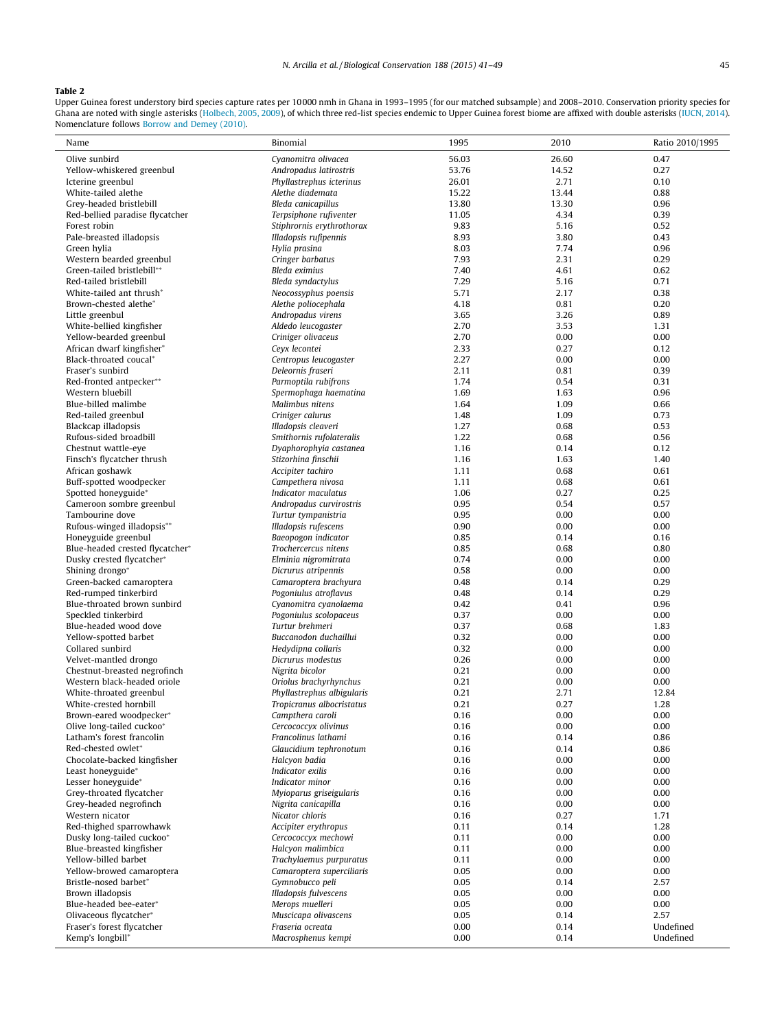**Table 2**

Upper Guinea forest understory bird species capture rates per 10 000 nmh in Ghana in 1993–1995 (for our matched subsample) and 2008–2010. Conservation priority species for Ghana are noted with single asterisks (Holbech, 2005, 2009), of which three red-list species endemic to Upper Guinea forest biome are affixed with double asterisks (IUCN, 2014). Nomenclature follows Borrow and Demey (2010).

| Name | Binomial | 1995 | 2010 | Ratio 2010/1995 |
|---|---|---|---|---|
| Olive sunbird | *Cyanomitra olivacea* | 56.03 | 26.60 | 0.47 |
| Yellow-whiskered greenbul | *Andropadus latirostris* | 53.76 | 14.52 | 0.27 |
| Icterine greenbul | *Phyllastrephus icterinus* | 26.01 | 2.71 | 0.10 |
| White-tailed alethe | *Alethe diademata* | 15.22 | 13.44 | 0.88 |
| Grey-headed bristlebill | *Bleda canicapillus* | 13.80 | 13.30 | 0.96 |
| Red-bellied paradise flycatcher | *Terpsiphone rufiventer* | 11.05 | 4.34 | 0.39 |
| Forest robin | *Stiphrornis erythrothorax* | 9.83 | 5.16 | 0.52 |
| Pale-breasted illadopsis | *Illadopsis rufipennis* | 8.93 | 3.80 | 0.43 |
| Green hylia | *Hylia prasina* | 8.03 | 7.74 | 0.96 |
| Western bearded greenbul | *Criniger barbatus* | 7.93 | 2.31 | 0.29 |
| Green-tailed bristlebill** | *Bleda eximius* | 7.40 | 4.61 | 0.62 |
| Red-tailed bristlebill | *Bleda syndactylus* | 7.29 | 5.16 | 0.71 |
| White-tailed ant thrush* | *Neocossyphus poensis* | 5.71 | 2.17 | 0.38 |
| Brown-chested alethe* | *Alethe poliocephala* | 4.18 | 0.81 | 0.20 |
| Little greenbul | *Andropadus virens* | 3.65 | 3.26 | 0.89 |
| White-bellied kingfisher | *Aldedo leucogaster* | 2.70 | 3.53 | 1.31 |
| Yellow-bearded greenbul | *Criniger olivaceus* | 2.70 | 0.00 | 0.00 |
| African dwarf kingfisher* | *Ceyx lecontei* | 2.33 | 0.27 | 0.12 |
| Black-throated coucal* | *Centropus leucogaster* | 2.27 | 0.00 | 0.00 |
| Fraser's sunbird | *Deleornis fraseri* | 2.11 | 0.81 | 0.39 |
| Red-fronted antpecker** | *Parmoptila rubifrons* | 1.74 | 0.54 | 0.31 |
| Western bluebill | *Spermophaga haematina* | 1.69 | 1.63 | 0.96 |
| Blue-billed malimbe | *Malimbus nitens* | 1.64 | 1.09 | 0.66 |
| Red-tailed greenbul | *Criniger calurus* | 1.48 | 1.09 | 0.73 |
| Blackcap illadopsis | *Illadopsis cleaveri* | 1.27 | 0.68 | 0.53 |
| Rufous-sided broadbill | *Smithornis rufolateralis* | 1.22 | 0.68 | 0.56 |
| Chestnut wattle-eye | *Dyaphorophyia castanea* | 1.16 | 0.14 | 0.12 |
| Finsch's flycatcher thrush | *Stizorhina finschii* | 1.16 | 1.63 | 1.40 |
| African goshawk | *Accipiter tachiro* | 1.11 | 0.68 | 0.61 |
| Buff-spotted woodpecker | *Campethera nivosa* | 1.11 | 0.68 | 0.61 |
| Spotted honeyguide* | *Indicator maculatus* | 1.06 | 0.27 | 0.25 |
| Cameroon sombre greenbul | *Andropadus curvirostris* | 0.95 | 0.54 | 0.57 |
| Tambourine dove | *Turtur tympanistria* | 0.95 | 0.00 | 0.00 |
| Rufous-winged illadopsis** | *Illadopsis rufescens* | 0.90 | 0.00 | 0.00 |
| Honeyguide greenbul | *Baeopogon indicator* | 0.85 | 0.14 | 0.16 |
| Blue-headed crested flycatcher* | *Trochercercus nitens* | 0.85 | 0.68 | 0.80 |
| Dusky crested flycatcher* | *Elminia nigromitrata* | 0.74 | 0.00 | 0.00 |
| Shining drongo* | *Dicrurus atripennis* | 0.58 | 0.00 | 0.00 |
| Green-backed camaroptera | *Camaroptera brachyura* | 0.48 | 0.14 | 0.29 |
| Red-rumped tinkerbird | *Pogoniulus atroflavus* | 0.48 | 0.14 | 0.29 |
| Blue-throated brown sunbird | *Cyanomitra cyanolaema* | 0.42 | 0.41 | 0.96 |
| Speckled tinkerbird | *Pogoniulus scolopaceus* | 0.37 | 0.00 | 0.00 |
| Blue-headed wood dove | *Turtur brehmeri* | 0.37 | 0.68 | 1.83 |
| Yellow-spotted barbet | *Buccanodon duchaillui* | 0.32 | 0.00 | 0.00 |
| Collared sunbird | *Hedydipna collaris* | 0.32 | 0.00 | 0.00 |
| Velvet-mantled drongo | *Dicrurus modestus* | 0.26 | 0.00 | 0.00 |
| Chestnut-breasted negrofinch | *Nigrita bicolor* | 0.21 | 0.00 | 0.00 |
| Western black-headed oriole | *Oriolus brachyrhynchus* | 0.21 | 0.00 | 0.00 |
| White-throated greenbul | *Phyllastrephus albigularis* | 0.21 | 2.71 | 12.84 |
| White-crested hornbill | *Tropicranus albocristatus* | 0.21 | 0.27 | 1.28 |
| Brown-eared woodpecker* | *Campthera caroli* | 0.16 | 0.00 | 0.00 |
| Olive long-tailed cuckoo* | *Cercococcyx olivinus* | 0.16 | 0.00 | 0.00 |
| Latham's forest francolin | *Francolinus lathami* | 0.16 | 0.14 | 0.86 |
| Red-chested owlet* | *Glaucidium tephronotum* | 0.16 | 0.14 | 0.86 |
| Chocolate-backed kingfisher | *Halcyon badia* | 0.16 | 0.00 | 0.00 |
| Least honeyguide* | *Indicator exilis* | 0.16 | 0.00 | 0.00 |
| Lesser honeyguide* | *Indicator minor* | 0.16 | 0.00 | 0.00 |
| Grey-throated flycatcher | *Myioparus griseigularis* | 0.16 | 0.00 | 0.00 |
| Grey-headed negrofinch | *Nigrita canicapilla* | 0.16 | 0.00 | 0.00 |
| Western nicator | *Nicator chloris* | 0.16 | 0.27 | 1.71 |
| Red-thighed sparrowhawk | *Accipiter erythropus* | 0.11 | 0.14 | 1.28 |
| Dusky long-tailed cuckoo* | *Cercococcyx mechowi* | 0.11 | 0.00 | 0.00 |
| Blue-breasted kingfisher | *Halcyon malimbica* | 0.11 | 0.00 | 0.00 |
| Yellow-billed barbet | *Trachylaemus purpuratus* | 0.11 | 0.00 | 0.00 |
| Yellow-browed camaroptera | *Camaroptera superciliaris* | 0.05 | 0.00 | 0.00 |
| Bristle-nosed barbet* | *Gymnobucco peli* | 0.05 | 0.14 | 2.57 |
| Brown illadopsis | *Illadopsis fulvescens* | 0.05 | 0.00 | 0.00 |
| Blue-headed bee-eater* | *Merops muelleri* | 0.05 | 0.00 | 0.00 |
| Olivaceous flycatcher* | *Muscicapa olivascens* | 0.05 | 0.14 | 2.57 |
| Fraser's forest flycatcher | *Fraseria ocreata* | 0.00 | 0.14 | Undefined |
| Kemp's longbill* | *Macrosphenus kempi* | 0.00 | 0.14 | Undefined |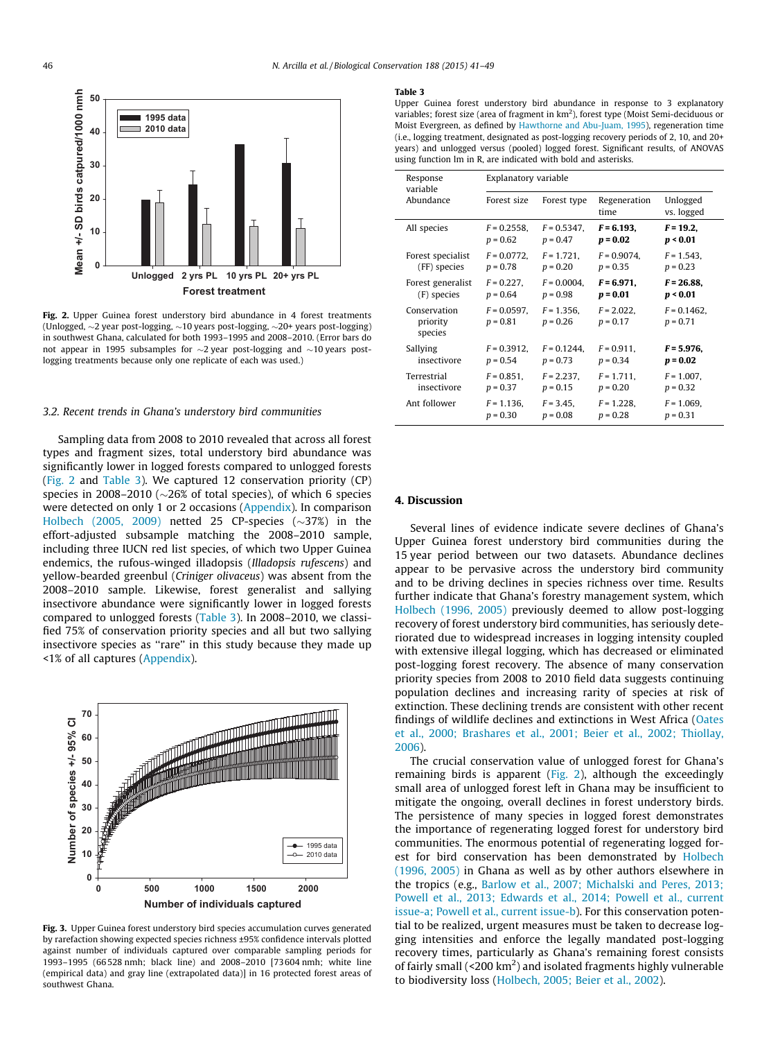Fig. 2. Upper Guinea forest understory bird abundance in 4 forest treatments (Unlogged, ~2 year post-logging, ~10 years post-logging, ~20+ years post-logging) in southwest Ghana, calculated for both 1993–1995 and 2008–2010. (Error bars do not appear in 1995 subsamples for ~2 year post-logging and ~10 years post-logging treatments because only one replicate of each was used.)

### 3.2. Recent trends in Ghana's understory bird communities

Sampling data from 2008 to 2010 revealed that across all forest types and fragment sizes, total understory bird abundance was significantly lower in logged forests compared to unlogged forests (Fig. 2 and Table 3). We captured 12 conservation priority (CP) species in 2008–2010 (~26% of total species), of which 6 species were detected on only 1 or 2 occasions (Appendix). In comparison Holbech (2005, 2009) netted 25 CP-species (~37%) in the effort-adjusted subsample matching the 2008–2010 sample, including three IUCN red list species, of which two Upper Guinea endemics, the rufous-winged illadopsis (*Illadopsis rufescens*) and yellow-bearded greenbul (*Criniger olivaceus*) was absent from the 2008–2010 sample. Likewise, forest generalist and sallying insectivore abundance were significantly lower in logged forests compared to unlogged forests (Table 3). In 2008–2010, we classified 75% of conservation priority species and all but two sallying insectivore species as "rare" in this study because they made up <1% of all captures (Appendix).

Fig. 3. Upper Guinea forest understory bird species accumulation curves generated by rarefaction showing expected species richness ±95% confidence intervals plotted against number of individuals captured over comparable sampling periods for 1993–1995 (66528 nmh; black line) and 2008–2010 [73604 nmh; white line (empirical data) and gray line (extrapolated data)] in 16 protected forest areas of southwest Ghana.

**Table 3**
Upper Guinea forest understory bird abundance in response to 3 explanatory variables; forest size (area of fragment in km$^2$), forest type (Moist Semi-deciduous or Moist Evergreen, as defined by Hawthorne and Abu-Juam, 1995), regeneration time (i.e., logging treatment, designated as post-logging recovery periods of 2, 10, and 20+ years) and unlogged versus (pooled) logged forest. Significant results, of ANOVAS using function lm in R, are indicated with bold and asterisks.

| Response variable Abundance | Explanatory variable | | | |
|---|---|---|---|---|
| | Forest size | Forest type | Regeneration time | Unlogged vs. logged |
| All species | $F = 0.2558$, $p = 0.62$ | $F = 0.5347$, $p = 0.47$ | **$F = 6.193$, $p = 0.02$** | **$F = 19.2$, $p < 0.01$** |
| Forest specialist (FF) species | $F = 0.0772$, $p = 0.78$ | $F = 1.721$, $p = 0.20$ | $F = 0.9074$, $p = 0.35$ | $F = 1.543$, $p = 0.23$ |
| Forest generalist (F) species | $F = 0.227$, $p = 0.64$ | $F = 0.0004$, $p = 0.98$ | **$F = 6.971$, $p = 0.01$** | **$F = 26.88$, $p < 0.01$** |
| Conservation priority species | $F = 0.0597$, $p = 0.81$ | $F = 1.356$, $p = 0.26$ | $F = 2.022$, $p = 0.17$ | $F = 0.1462$, $p = 0.71$ |
| Sallying insectivore | $F = 0.3912$, $p = 0.54$ | $F = 0.1244$, $p = 0.73$ | $F = 0.911$, $p = 0.34$ | **$F = 5.976$, $p = 0.02$** |
| Terrestrial insectivore | $F = 0.851$, $p = 0.37$ | $F = 2.237$, $p = 0.15$ | $F = 1.711$, $p = 0.20$ | $F = 1.007$, $p = 0.32$ |
| Ant follower | $F = 1.136$, $p = 0.30$ | $F = 3.45$, $p = 0.08$ | $F = 1.228$, $p = 0.28$ | $F = 1.069$, $p = 0.31$ |

## 4. Discussion

Several lines of evidence indicate severe declines of Ghana's Upper Guinea forest understory bird communities during the 15 year period between our two datasets. Abundance declines appear to be pervasive across the understory bird community and to be driving declines in species richness over time. Results further indicate that Ghana's forestry management system, which Holbech (1996, 2005) previously deemed to allow post-logging recovery of forest understory bird communities, has seriously deteriorated due to widespread increases in logging intensity coupled with extensive illegal logging, which has decreased or eliminated post-logging forest recovery. The absence of many conservation priority species from 2008 to 2010 field data suggests continuing population declines and increasing rarity of species at risk of extinction. These declining trends are consistent with other recent findings of wildlife declines and extinctions in West Africa (Oates et al., 2000; Brashares et al., 2001; Beier et al., 2002; Thiollay, 2006).

The crucial conservation value of unlogged forest for Ghana's remaining birds is apparent (Fig. 2), although the exceedingly small area of unlogged forest left in Ghana may be insufficient to mitigate the ongoing, overall declines in forest understory birds. The persistence of many species in logged forest demonstrates the importance of regenerating logged forest for understory bird communities. The enormous potential of regenerating logged forest for bird conservation has been demonstrated by Holbech (1996, 2005) in Ghana as well as by other authors elsewhere in the tropics (e.g., Barlow et al., 2007; Michalski and Peres, 2013; Powell et al., 2013; Edwards et al., 2014; Powell et al., current issue-a; Powell et al., current issue-b). For this conservation potential to be realized, urgent measures must be taken to decrease logging intensities and enforce the legally mandated post-logging recovery times, particularly as Ghana's remaining forest consists of fairly small (<200 km$^2$) and isolated fragments highly vulnerable to biodiversity loss (Holbech, 2005; Beier et al., 2002).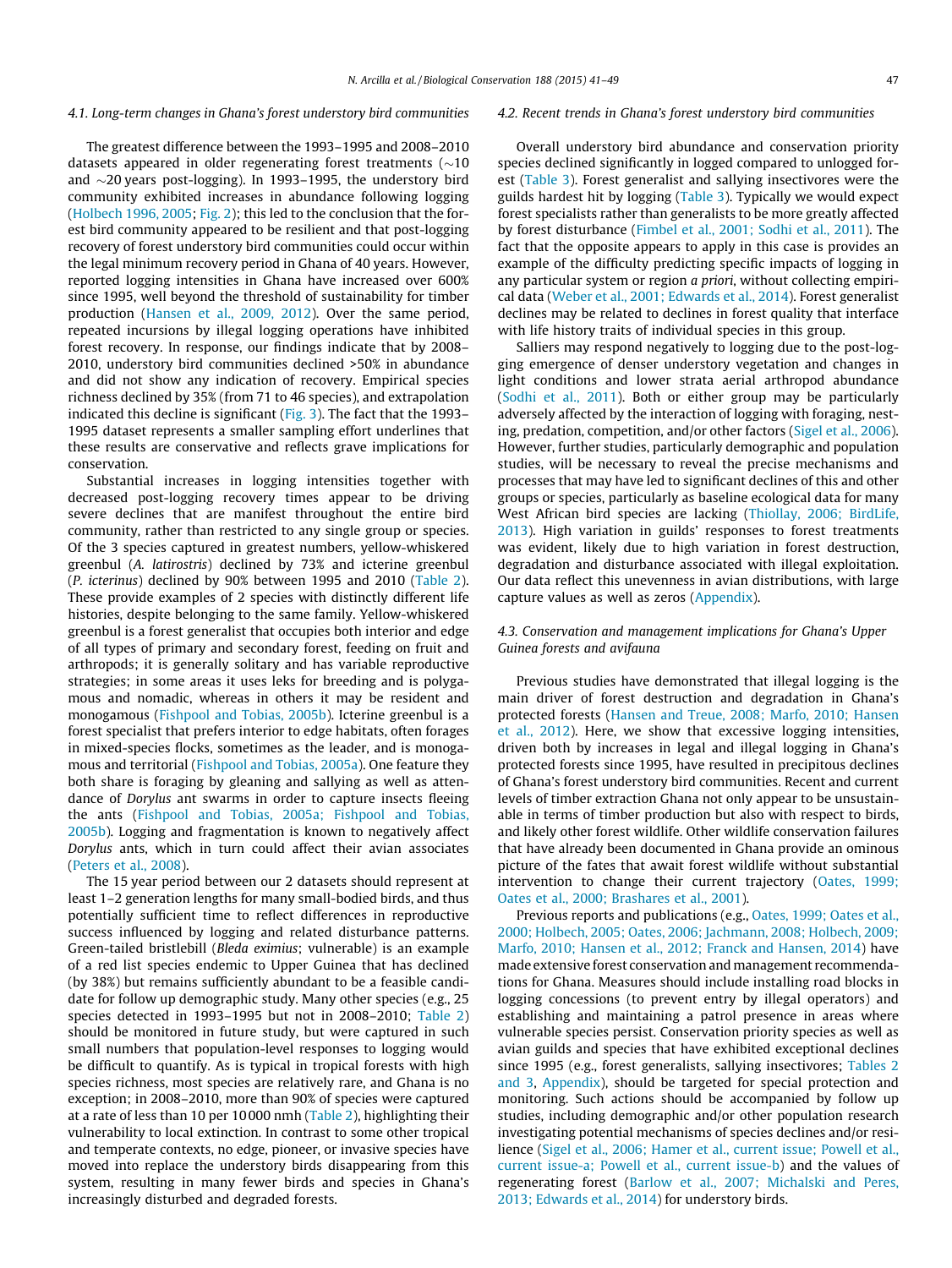### 4.1. Long-term changes in Ghana's forest understory bird communities

The greatest difference between the 1993–1995 and 2008–2010 datasets appeared in older regenerating forest treatments (~10 and ~20 years post-logging). In 1993–1995, the understory bird community exhibited increases in abundance following logging (Holbech 1996, 2005; Fig. 2); this led to the conclusion that the forest bird community appeared to be resilient and that post-logging recovery of forest understory bird communities could occur within the legal minimum recovery period in Ghana of 40 years. However, reported logging intensities in Ghana have increased over 600% since 1995, well beyond the threshold of sustainability for timber production (Hansen et al., 2009, 2012). Over the same period, repeated incursions by illegal logging operations have inhibited forest recovery. In response, our findings indicate that by 2008–2010, understory bird communities declined >50% in abundance and did not show any indication of recovery. Empirical species richness declined by 35% (from 71 to 46 species), and extrapolation indicated this decline is significant (Fig. 3). The fact that the 1993–1995 dataset represents a smaller sampling effort underlines that these results are conservative and reflects grave implications for conservation.

Substantial increases in logging intensities together with decreased post-logging recovery times appear to be driving severe declines that are manifest throughout the entire bird community, rather than restricted to any single group or species. Of the 3 species captured in greatest numbers, yellow-whiskered greenbul (*A. latirostris*) declined by 73% and icterine greenbul (*P. icterinus*) declined by 90% between 1995 and 2010 (Table 2). These provide examples of 2 species with distinctly different life histories, despite belonging to the same family. Yellow-whiskered greenbul is a forest generalist that occupies both interior and edge of all types of primary and secondary forest, feeding on fruit and arthropods; it is generally solitary and has variable reproductive strategies; in some areas it uses leks for breeding and is polygamous and nomadic, whereas in others it may be resident and monogamous (Fishpool and Tobias, 2005b). Icterine greenbul is a forest specialist that prefers interior to edge habitats, often forages in mixed-species flocks, sometimes as the leader, and is monogamous and territorial (Fishpool and Tobias, 2005a). One feature they both share is foraging by gleaning and sallying as well as attendance of *Dorylus* ant swarms in order to capture insects fleeing the ants (Fishpool and Tobias, 2005a; Fishpool and Tobias, 2005b). Logging and fragmentation is known to negatively affect *Dorylus* ants, which in turn could affect their avian associates (Peters et al., 2008).

The 15 year period between our 2 datasets should represent at least 1–2 generation lengths for many small-bodied birds, and thus potentially sufficient time to reflect differences in reproductive success influenced by logging and related disturbance patterns. Green-tailed bristlebill (*Bleda eximius*; vulnerable) is an example of a red list species endemic to Upper Guinea that has declined (by 38%) but remains sufficiently abundant to be a feasible candidate for follow up demographic study. Many other species (e.g., 25 species detected in 1993–1995 but not in 2008–2010; Table 2) should be monitored in future study, but were captured in such small numbers that population-level responses to logging would be difficult to quantify. As is typical in tropical forests with high species richness, most species are relatively rare, and Ghana is no exception; in 2008–2010, more than 90% of species were captured at a rate of less than 10 per 10000 nmh (Table 2), highlighting their vulnerability to local extinction. In contrast to some other tropical and temperate contexts, no edge, pioneer, or invasive species have moved into replace the understory birds disappearing from this system, resulting in many fewer birds and species in Ghana's increasingly disturbed and degraded forests.

### 4.2. Recent trends in Ghana's forest understory bird communities

Overall understory bird abundance and conservation priority species declined significantly in logged compared to unlogged forest (Table 3). Forest generalist and sallying insectivores were the guilds hardest hit by logging (Table 3). Typically we would expect forest specialists rather than generalists to be more greatly affected by forest disturbance (Fimbel et al., 2001; Sodhi et al., 2011). The fact that the opposite appears to apply in this case is provides an example of the difficulty predicting specific impacts of logging in any particular system or region *a priori*, without collecting empirical data (Weber et al., 2001; Edwards et al., 2014). Forest generalist declines may be related to declines in forest quality that interface with life history traits of individual species in this group.

Salliers may respond negatively to logging due to the post-logging emergence of denser understory vegetation and changes in light conditions and lower strata aerial arthropod abundance (Sodhi et al., 2011). Both or either group may be particularly adversely affected by the interaction of logging with foraging, nesting, predation, competition, and/or other factors (Sigel et al., 2006). However, further studies, particularly demographic and population studies, will be necessary to reveal the precise mechanisms and processes that may have led to significant declines of this and other groups or species, particularly as baseline ecological data for many West African bird species are lacking (Thiollay, 2006; BirdLife, 2013). High variation in guilds' responses to forest treatments was evident, likely due to high variation in forest destruction, degradation and disturbance associated with illegal exploitation. Our data reflect this unevenness in avian distributions, with large capture values as well as zeros (Appendix).

### 4.3. Conservation and management implications for Ghana's Upper Guinea forests and avifauna

Previous studies have demonstrated that illegal logging is the main driver of forest destruction and degradation in Ghana's protected forests (Hansen and Treue, 2008; Marfo, 2010; Hansen et al., 2012). Here, we show that excessive logging intensities, driven both by increases in legal and illegal logging in Ghana's protected forests since 1995, have resulted in precipitous declines of Ghana's forest understory bird communities. Recent and current levels of timber extraction Ghana not only appear to be unsustainable in terms of timber production but also with respect to birds, and likely other forest wildlife. Other wildlife conservation failures that have already been documented in Ghana provide an ominous picture of the fates that await forest wildlife without substantial intervention to change their current trajectory (Oates, 1999; Oates et al., 2000; Brashares et al., 2001).

Previous reports and publications (e.g., Oates, 1999; Oates et al., 2000; Holbech, 2005; Oates, 2006; Jachmann, 2008; Holbech, 2009; Marfo, 2010; Hansen et al., 2012; Franck and Hansen, 2014) have made extensive forest conservation and management recommendations for Ghana. Measures should include installing road blocks in logging concessions (to prevent entry by illegal operators) and establishing and maintaining a patrol presence in areas where vulnerable species persist. Conservation priority species as well as avian guilds and species that have exhibited exceptional declines since 1995 (e.g., forest generalists, sallying insectivores; Tables 2 and 3, Appendix), should be targeted for special protection and monitoring. Such actions should be accompanied by follow up studies, including demographic and/or other population research investigating potential mechanisms of species declines and/or resilience (Sigel et al., 2006; Hamer et al., current issue; Powell et al., current issue-a; Powell et al., current issue-b) and the values of regenerating forest (Barlow et al., 2007; Michalski and Peres, 2013; Edwards et al., 2014) for understory birds.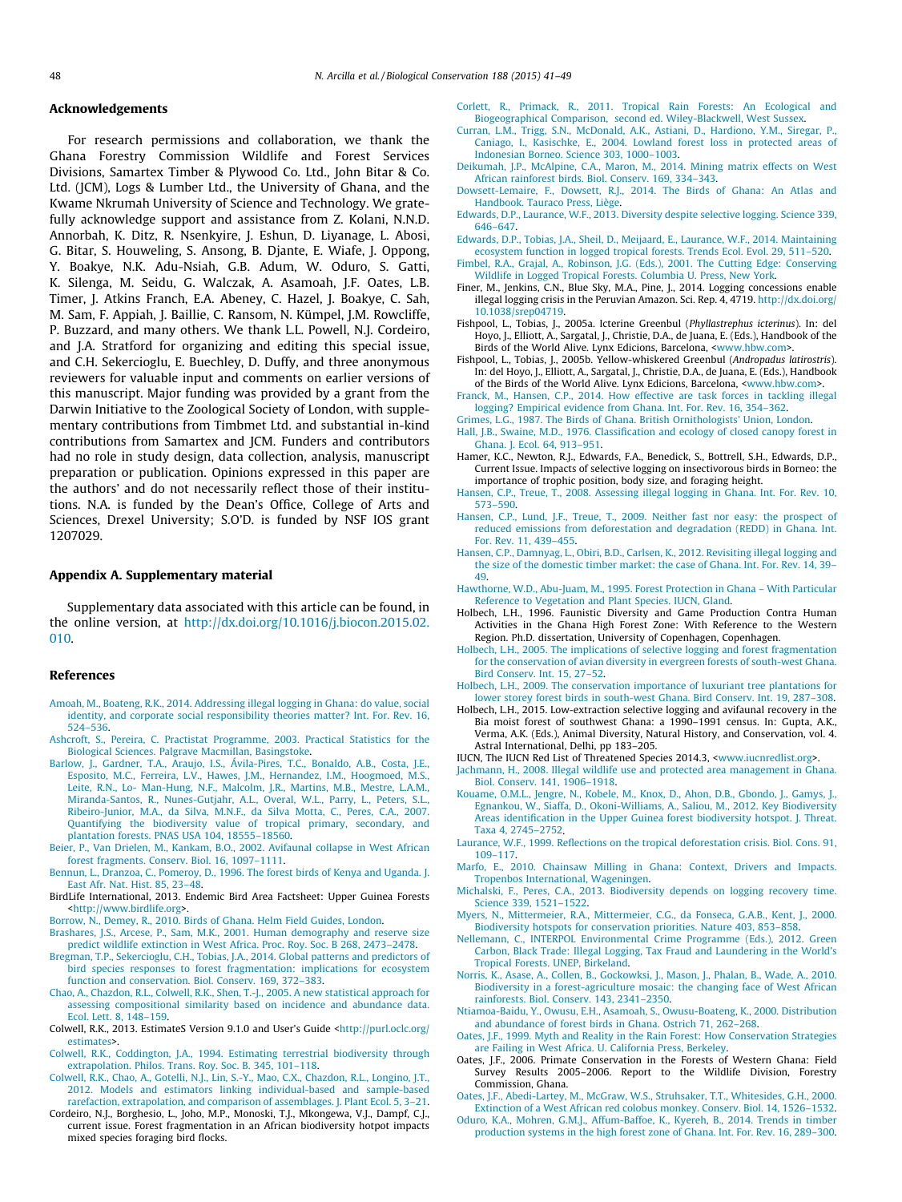## Acknowledgements

For research permissions and collaboration, we thank the Ghana Forestry Commission Wildlife and Forest Services Divisions, Samartex Timber & Plywood Co. Ltd., John Bitar & Co. Ltd. (JCM), Logs & Lumber Ltd., the University of Ghana, and the Kwame Nkrumah University of Science and Technology. We gratefully acknowledge support and assistance from Z. Kolani, N.N.D. Annorbah, K. Ditz, R. Nsenkyire, J. Eshun, D. Liyanage, L. Abosi, G. Bitar, S. Houweling, S. Ansong, B. Djante, E. Wiafe, J. Oppong, Y. Boakye, N.K. Adu-Nsiah, G.B. Adum, W. Oduro, S. Gatti, K. Silenga, M. Seidu, G. Walczak, A. Asamoah, J.F. Oates, L.B. Timer, J. Atkins Franch, E.A. Abeney, C. Hazel, J. Boakye, C. Sah, M. Sam, F. Appiah, J. Baillie, C. Ransom, N. Kümpel, J.M. Rowcliffe, P. Buzzard, and many others. We thank L.L. Powell, N.J. Cordeiro, and J.A. Stratford for organizing and editing this special issue, and C.H. Sekercioglu, E. Buechley, D. Duffy, and three anonymous reviewers for valuable input and comments on earlier versions of this manuscript. Major funding was provided by a grant from the Darwin Initiative to the Zoological Society of London, with supplementary contributions from Timbmet Ltd. and substantial in-kind contributions from Samartex and JCM. Funders and contributors had no role in study design, data collection, analysis, manuscript preparation or publication. Opinions expressed in this paper are the authors' and do not necessarily reflect those of their institutions. N.A. is funded by the Dean's Office, College of Arts and Sciences, Drexel University; S.O'D. is funded by NSF IOS grant 1207029.

## Appendix A. Supplementary material

Supplementary data associated with this article can be found, in the online version, at http://dx.doi.org/10.1016/j.biocon.2015.02.010.

## References

Amoah, M., Boateng, R.K., 2014. Addressing illegal logging in Ghana: do value, social identity, and corporate social responsibility theories matter? Int. For. Rev. 16, 524–536.

Ashcroft, S., Pereira, C. Practistat Programme, 2003. Practical Statistics for the Biological Sciences. Palgrave Macmillan, Basingstoke.

Barlow, J., Gardner, T.A., Araujo, I.S., Ávila-Pires, T.C., Bonaldo, A.B., Costa, J.E., Esposito, M.C., Ferreira, L.V., Hawes, J.M., Hernandez, I.M., Hoogmoed, M.S., Leite, R.N., Lo- Man-Hung, N.F., Malcolm, J.R., Martins, M.B., Mestre, L.A.M., Miranda-Santos, R., Nunes-Gutjahr, A.L., Overal, W.L., Parry, L., Peters, S.L., Ribeiro-Junior, M.A., da Silva, M.N.F., da Silva Motta, C., Peres, C.A., 2007. Quantifying the biodiversity value of tropical primary, secondary, and plantation forests. PNAS USA 104, 18555–18560.

Beier, P., van Drielen, M., Kankam, B.O., 2002. Avifaunal collapse in West African forest fragments. Conserv. Biol. 16, 1097–1111.

Bennun, L., Dranzoa, C., Pomeroy, D., 1996. The forest birds of Kenya and Uganda. J. East Afr. Nat. Hist. 85, 23–48.

BirdLife International, 2013. Endemic Bird Area Factsheet: Upper Guinea Forests <http://www.birdlife.org>.

Borrow, N., Demey, R., 2010. Birds of Ghana. Helm Field Guides, London.

Brashares, J.S., Arcese, P., Sam, M.K., 2001. Human demography and reserve size predict wildlife extinction in West Africa. Proc. Roy. Soc. B 268, 2473–2478.

Bregman, T.P., Sekercioglu, C.H., Tobias, J.A., 2014. Global patterns and predictors of bird species responses to forest fragmentation: implications for ecosystem function and conservation. Biol. Conserv. 169, 372–383.

Chao, A., Chazdon, R.L., Colwell, R.K., Shen, T.-J., 2005. A new statistical approach for assessing compositional similarity based on incidence and abundance data. Ecol. Lett. 8, 148–159.

Colwell, R.K., 2013. EstimateS Version 9.1.0 and User's Guide <http://purl.oclc.org/estimates>.

Colwell, R.K., Coddington, J.A., 1994. Estimating terrestrial biodiversity through extrapolation. Philos. Trans. Roy. Soc. B 345, 101–118.

Colwell, R.K., Chao, A., Gotelli, N.J., Lin, S.-Y., Mao, C.X., Chazdon, R.L., Longino, J.T., 2012. Models and estimators linking individual-based and sample-based rarefaction, extrapolation, and comparison of assemblages. J. Plant Ecol. 5, 3–21.

Cordeiro, N.J., Borghesio, L., Joho, M.P., Monoski, T.J., Mkongewa, V.J., Dampf, C.J., current issue. Forest fragmentation in an African biodiversity hotpot impacts mixed species foraging bird flocks.

Corlett, R., Primack, R., 2011. Tropical Rain Forests: An Ecological and Biogeographical Comparison, second ed. Wiley-Blackwell, West Sussex.

Curran, L.M., Trigg, S.N., McDonald, A.K., Astiani, D., Hardiono, Y.M., Siregar, P., Caniago, I., Kasischke, E., 2004. Lowland forest loss in protected areas of Indonesian Borneo. Science 303, 1000–1003.

Deikumah, J.P., McAlpine, C.A., Maron, M., 2014. Mining matrix effects on West African rainforest birds. Biol. Conserv. 169, 334–343.

Dowsett-Lemaire, F., Dowsett, R.J., 2014. The Birds of Ghana: An Atlas and Handbook. Tauraco Press, Liège.

Edwards, D.P., Laurance, W.F., 2013. Diversity despite selective logging. Science 339, 646–647.

Edwards, D.P., Tobias, J.A., Sheil, D., Meijaard, E., Laurance, W.F., 2014. Maintaining ecosystem function in logged tropical forests. Trends Ecol. Evol. 29, 511–520.

Fimbel, R.A., Grajal, A., Robinson, J.G. (Eds.), 2001. The Cutting Edge: Conserving Wildlife in Logged Tropical Forests. Columbia U. Press, New York.

Finer, M., Jenkins, C.N., Blue Sky, M.A., Pine, J., 2014. Logging concessions enable illegal logging crisis in the Peruvian Amazon. Sci. Rep. 4, 4719. http://dx.doi.org/10.1038/srep04719.

Fishpool, L., Tobias, J., 2005a. Icterine Greenbul (*Phyllastrephus icterinus*). In: del Hoyo, J., Elliott, A., Sargatal, J., Christie, D.A., de Juana, E. (Eds.), Handbook of the Birds of the World Alive. Lynx Edicions, Barcelona, <www.hbw.com>.

Fishpool, L., Tobias, J., 2005b. Yellow-whiskered Greenbul (*Andropadus latirostris*). In: del Hoyo, J., Elliott, A., Sargatal, J., Christie, D.A., de Juana, E. (Eds.), Handbook of the Birds of the World Alive. Lynx Edicions, Barcelona, <www.hbw.com>.

Franck, M., Hansen, C.P., 2014. How effective are task forces in tackling illegal logging? Empirical evidence from Ghana. Int. For. Rev. 16, 354–362.

Grimes, L.G., 1987. The Birds of Ghana. British Ornithologists' Union, London.

Hall, J.B., Swaine, M.D., 1976. Classification and ecology of closed canopy forest in Ghana. J. Ecol. 64, 913–951.

Hamer, K.C., Newton, R.J., Edwards, F.A., Benedick, S., Bottrell, S.H., Edwards, D.P., Current Issue. Impacts of selective logging on insectivorous birds in Borneo: the importance of trophic position, body size, and foraging height.

Hansen, C.P., Treue, T., 2008. Assessing illegal logging in Ghana. Int. For. Rev. 10, 573–590.

Hansen, C.P., Lund, J.F., Treue, T., 2009. Neither fast nor easy: the prospect of reduced emissions from deforestation and degradation (REDD) in Ghana. Int. For. Rev. 11, 439–455.

Hansen, C.P., Damnyag, L., Obiri, B.D., Carlsen, K., 2012. Revisiting illegal logging and the size of the domestic timber market: the case of Ghana. Int. For. Rev. 14, 39–49.

Hawthorne, W.D., Abu-Juam, M., 1995. Forest Protection in Ghana – With Particular Reference to Vegetation and Plant Species. IUCN, Gland.

Holbech, L.H., 1996. Faunistic Diversity and Game Production Contra Human Activities in the Ghana High Forest Zone: With Reference to the Western Region. Ph.D. dissertation, University of Copenhagen, Copenhagen.

Holbech, L.H., 2005. The implications of selective logging and forest fragmentation for the conservation of avian diversity in evergreen forests of south-west Ghana. Bird Conserv. Int. 15, 27–52.

Holbech, L.H., 2009. The conservation importance of luxuriant tree plantations for lower storey forest birds in south-west Ghana. Bird Conserv. Int. 19, 287–308.

Holbech, L.H., 2015. Low-extraction selective logging and avifaunal recovery in the Bia moist forest of southwest Ghana: a 1990–1991 census. In: Gupta, A.K., Verma, A.K. (Eds.), Animal Diversity, Natural History, and Conservation, vol. 4. Astral International, Delhi, pp 183–205.

IUCN, The IUCN Red List of Threatened Species 2014.3, <www.iucnredlist.org>.

Jachmann, H., 2008. Illegal wildlife use and protected area management in Ghana. Biol. Conserv. 141, 1906–1918.

Kouame, O.M.L., Jengre, N., Kobele, M., Knox, D., Ahon, D.B., Gbondo, J., Gamys, J., Egnankou, W., Siaffa, D., Okoni-Williams, A., Saliou, M., 2012. Key Biodiversity Areas identification in the Upper Guinea forest biodiversity hotspot. J. Threat. Taxa 4, 2745–2752.

Laurance, W.F., 1999. Reflections on the tropical deforestation crisis. Biol. Cons. 91, 109–117.

Marfo, E., 2010. Chainsaw Milling in Ghana: Context, Drivers and Impacts. Tropenbos International, Wageningen.

Michalski, F., Peres, C.A., 2013. Biodiversity depends on logging recovery time. Science 339, 1521–1522.

Myers, N., Mittermeier, R.A., Mittermeier, C.G., da Fonseca, G.A.B., Kent, J., 2000. Biodiversity hotspots for conservation priorities. Nature 403, 853–858.

Nellemann, C., INTERPOL Environmental Crime Programme (Eds.), 2012. Green Carbon, Black Trade: Illegal Logging, Tax Fraud and Laundering in the World's Tropical Forests. UNEP, Birkeland.

Norris, K., Asase, A., Collen, B., Gockowksi, J., Mason, J., Phalan, B., Wade, A., 2010. Biodiversity in a forest-agriculture mosaic: the changing face of West African rainforests. Biol. Conserv. 143, 2341–2350.

Ntiamoa-Baidu, Y., Owusu, E.H., Asamoah, S., Owusu-Boateng, K., 2000. Distribution and abundance of forest birds in Ghana. Ostrich 71, 262–268.

Oates, J.F., 1999. Myth and Reality in the Rain Forest: How Conservation Strategies are Failing in West Africa. U. California Press, Berkeley.

Oates, J.F., 2006. Primate Conservation in the Forests of Western Ghana: Field Survey Results 2005–2006. Report to the Wildlife Division, Forestry Commission, Ghana.

Oates, J.F., Abedi-Lartey, M., McGraw, W.S., Struhsaker, T.T., Whitesides, G.H., 2000. Extinction of a West African red colobus monkey. Conserv. Biol. 14, 1526–1532.

Oduro, K.A., Mohren, G.M.J., Affum-Baffoe, K., Kyereh, B., 2014. Trends in timber production systems in the high forest zone of Ghana. Int. For. Rev. 16, 289–300.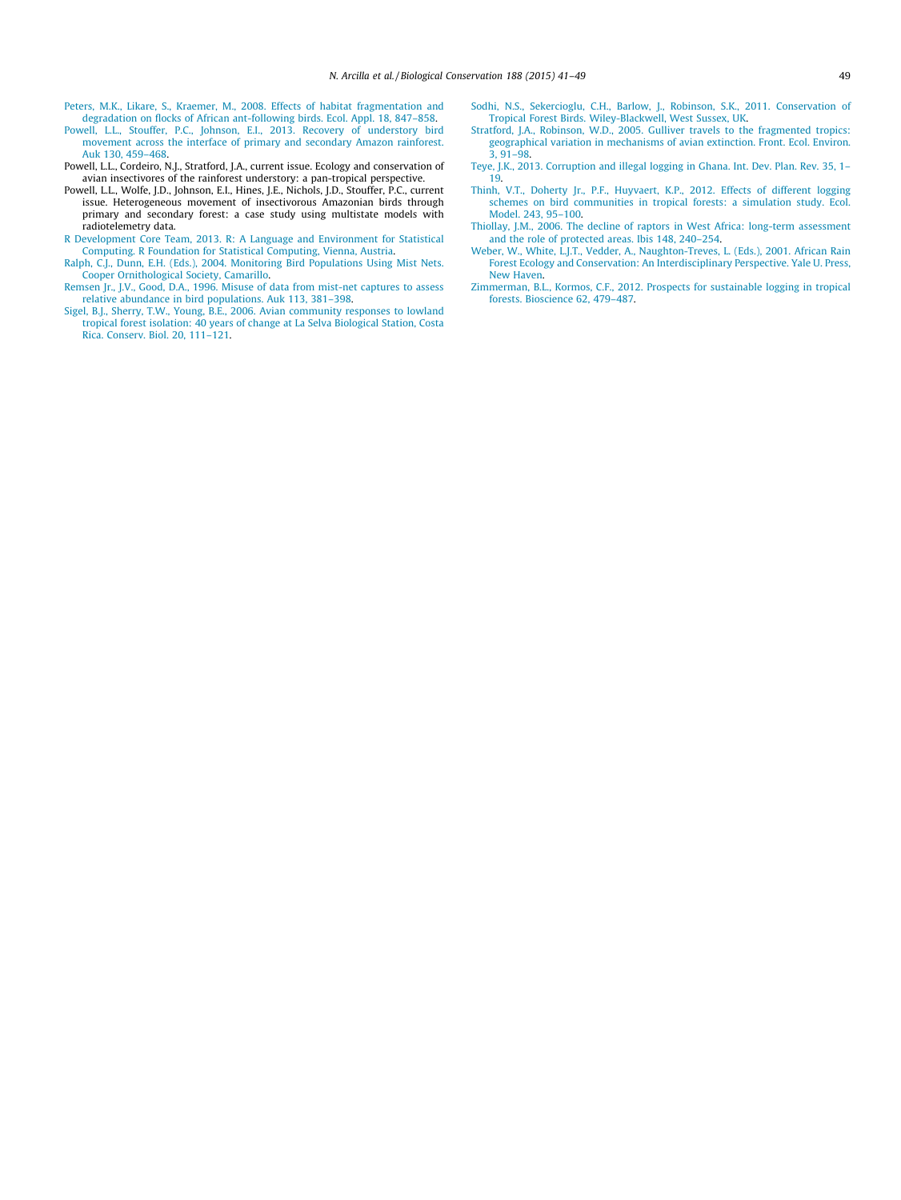Peters, M.K., Likare, S., Kraemer, M., 2008. Effects of habitat fragmentation and degradation on flocks of African ant-following birds. Ecol. Appl. 18, 847–858.

Powell, L.L., Stouffer, P.C., Johnson, E.I., 2013. Recovery of understory bird movement across the interface of primary and secondary Amazon rainforest. Auk 130, 459–468.

Powell, L.L., Cordeiro, N.J., Stratford, J.A., current issue. Ecology and conservation of avian insectivores of the rainforest understory: a pan-tropical perspective.

Powell, L.L., Wolfe, J.D., Johnson, E.I., Hines, J.E., Nichols, J.D., Stouffer, P.C., current issue. Heterogeneous movement of insectivorous Amazonian birds through primary and secondary forest: a case study using multistate models with radiotelemetry data.

R Development Core Team, 2013. R: A Language and Environment for Statistical Computing. R Foundation for Statistical Computing, Vienna, Austria.

Ralph, C.J., Dunn, E.H. (Eds.), 2004. Monitoring Bird Populations Using Mist Nets. Cooper Ornithological Society, Camarillo.

Remsen Jr., J.V., Good, D.A., 1996. Misuse of data from mist-net captures to assess relative abundance in bird populations. Auk 113, 381–398.

Sigel, B.J., Sherry, T.W., Young, B.E., 2006. Avian community responses to lowland tropical forest isolation: 40 years of change at La Selva Biological Station, Costa Rica. Conserv. Biol. 20, 111–121.

Sodhi, N.S., Sekercioglu, C.H., Barlow, J., Robinson, S.K., 2011. Conservation of Tropical Forest Birds. Wiley-Blackwell, West Sussex, UK.

Stratford, J.A., Robinson, W.D., 2005. Gulliver travels to the fragmented tropics: geographical variation in mechanisms of avian extinction. Front. Ecol. Environ. 3, 91–98.

Teye, J.K., 2013. Corruption and illegal logging in Ghana. Int. Dev. Plan. Rev. 35, 1–19.

Thinh, V.T., Doherty Jr., P.F., Huyvaert, K.P., 2012. Effects of different logging schemes on bird communities in tropical forests: a simulation study. Ecol. Model. 243, 95–100.

Thiollay, J.M., 2006. The decline of raptors in West Africa: long-term assessment and the role of protected areas. Ibis 148, 240–254.

Weber, W., White, L.J.T., Vedder, A., Naughton-Treves, L. (Eds.), 2001. African Rain Forest Ecology and Conservation: An Interdisciplinary Perspective. Yale U. Press, New Haven.

Zimmerman, B.L., Kormos, C.F., 2012. Prospects for sustainable logging in tropical forests. Bioscience 62, 479–487.